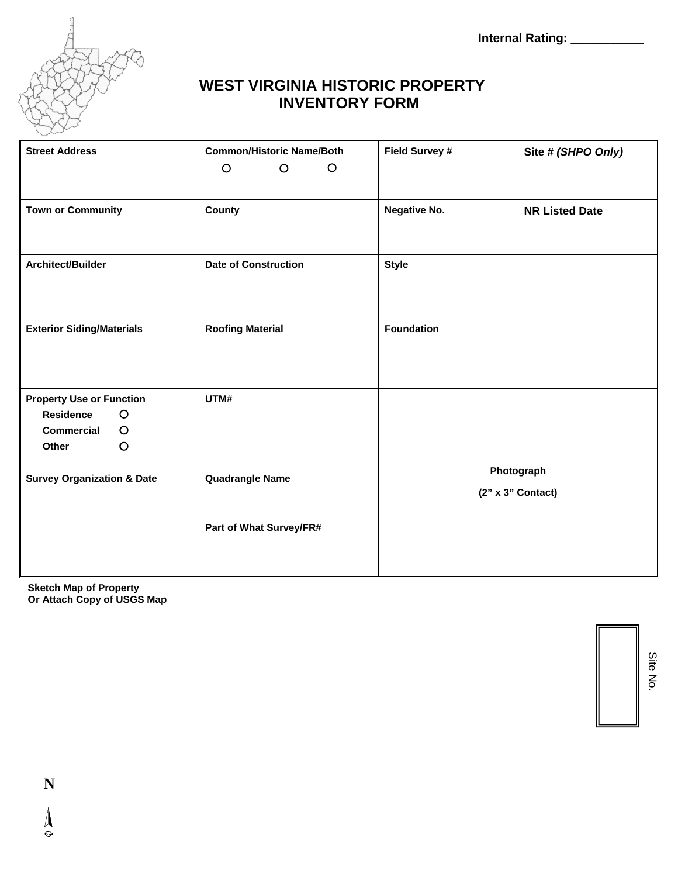**Internal Rating: ___________**

# WEST VIRGINIA HISTORIC PROPERTY INVENTORY FORM

| Street Address | Common/Historic Name/Both ○ ○ ○ | Field Survey # | Site # *(SHPO Only)* |
|---|---|---|---|
| Town or Community | County | Negative No. | NR Listed Date |
| Architect/Builder | Date of Construction | Style | |
| Exterior Siding/Materials | Roofing Material | Foundation | |
| Property Use or Function<br>Residence ○<br>Commercial ○<br>Other ○ | UTM# | Photograph<br>(2" x 3" Contact) | |
| Survey Organization & Date | Quadrangle Name | | |
| | Part of What Survey/FR# | | |

**Sketch Map of Property**
**Or Attach Copy of USGS Map**

Site No.

N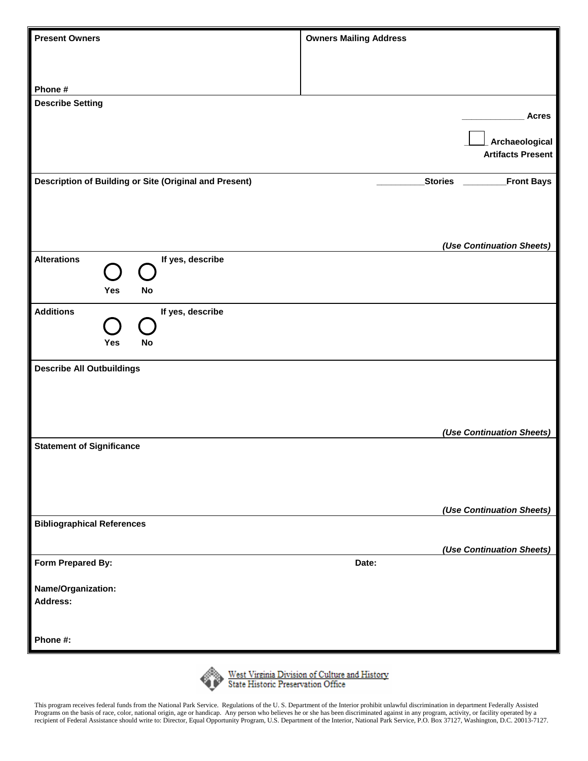**Present Owners**

**Phone #**

**Owners Mailing Address**

**Describe Setting**

_____________ **Acres**

☐ **Archaeological Artifacts Present**

**Description of Building or Site (Original and Present)**

__________**Stories** _________**Front Bays**

***(Use Continuation Sheets)***

**Alterations**

◯ **Yes** ◯ **No**

**If yes, describe**

**Additions**

◯ **Yes** ◯ **No**

**If yes, describe**

**Describe All Outbuildings**

***(Use Continuation Sheets)***

**Statement of Significance**

***(Use Continuation Sheets)***

**Bibliographical References**

***(Use Continuation Sheets)***

**Form Prepared By:**

**Date:**

**Name/Organization:**

**Address:**

**Phone #:**

West Virginia Division of Culture and History
State Historic Preservation Office

This program receives federal funds from the National Park Service. Regulations of the U. S. Department of the Interior prohibit unlawful discrimination in department Federally Assisted Programs on the basis of race, color, national origin, age or handicap. Any person who believes he or she has been discriminated against in any program, activity, or facility operated by a recipient of Federal Assistance should write to: Director, Equal Opportunity Program, U.S. Department of the Interior, National Park Service, P.O. Box 37127, Washington, D.C. 20013-7127.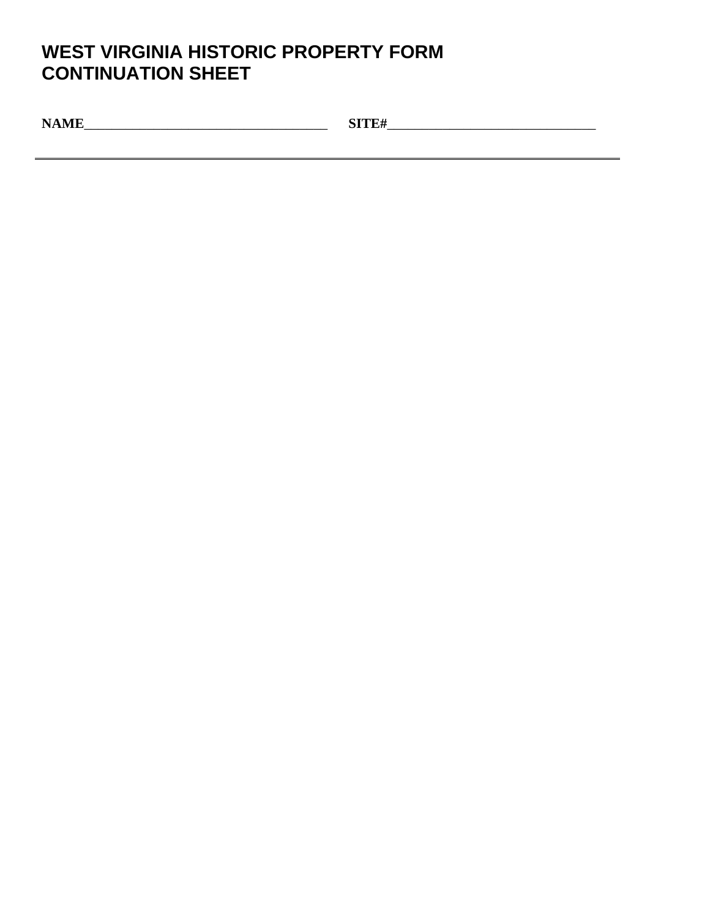# WEST VIRGINIA HISTORIC PROPERTY FORM
# CONTINUATION SHEET

**NAME**_____________________________________ **SITE#**_______________________________

---